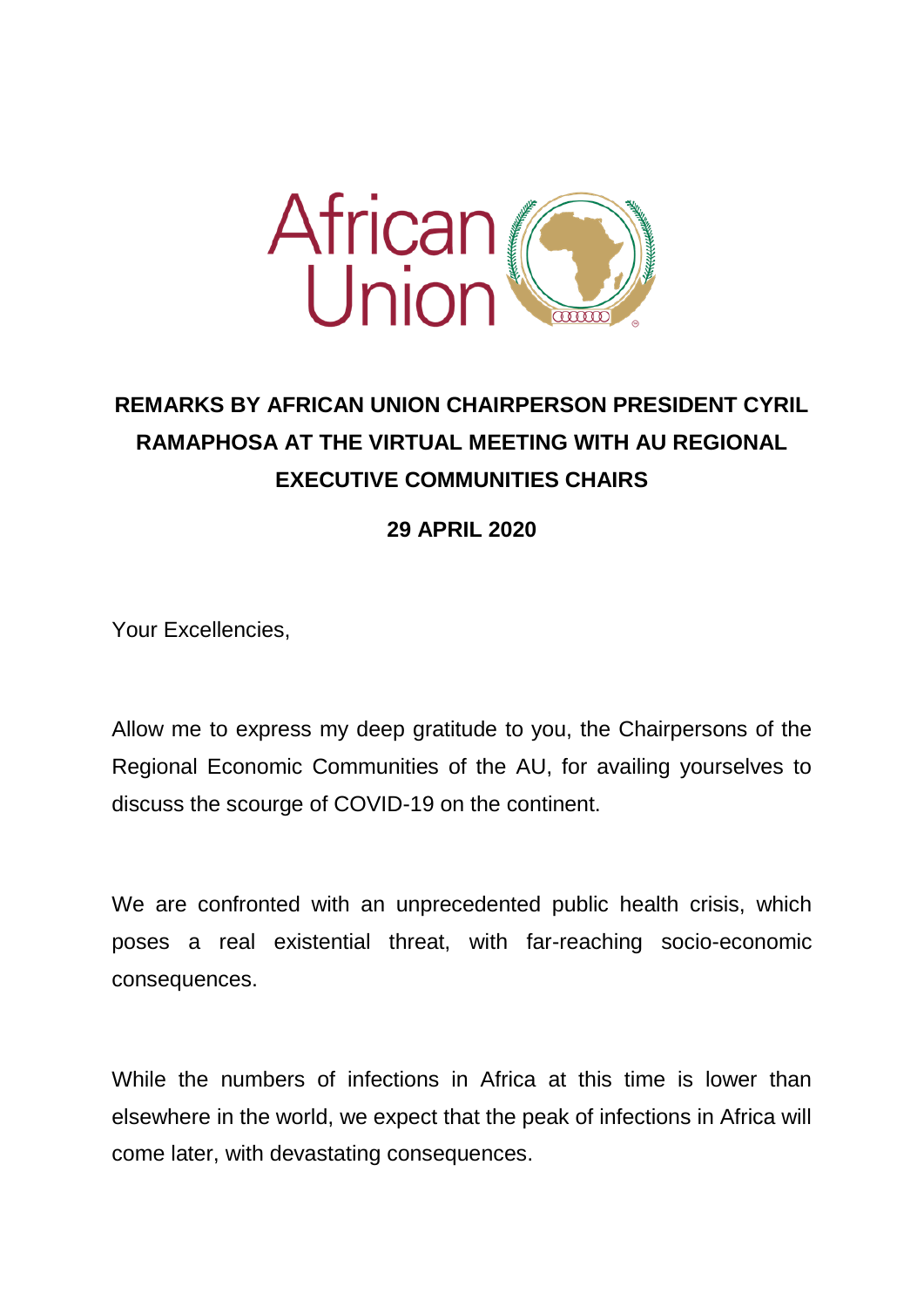**REMARKS BY AFRICAN UNION CHAIRPERSON PRESIDENT CYRIL RAMAPHOSA AT THE VIRTUAL MEETING WITH AU REGIONAL EXECUTIVE COMMUNITIES CHAIRS**

**29 APRIL 2020**

Your Excellencies,

Allow me to express my deep gratitude to you, the Chairpersons of the Regional Economic Communities of the AU, for availing yourselves to discuss the scourge of COVID-19 on the continent.

We are confronted with an unprecedented public health crisis, which poses a real existential threat, with far-reaching socio-economic consequences.

While the numbers of infections in Africa at this time is lower than elsewhere in the world, we expect that the peak of infections in Africa will come later, with devastating consequences.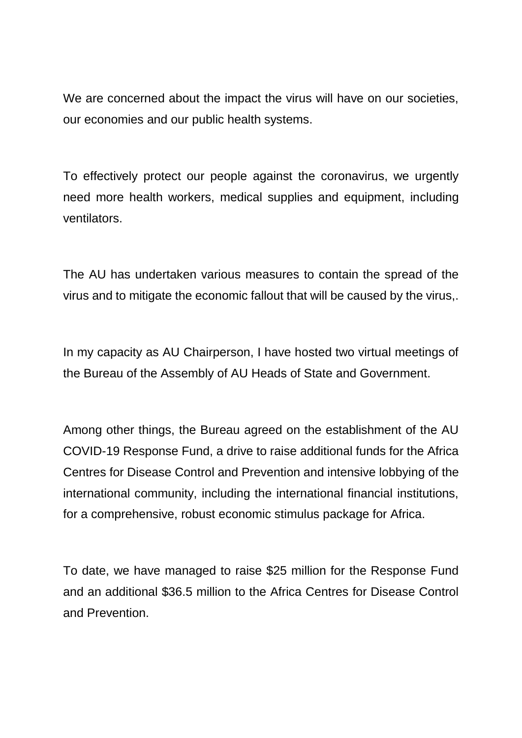We are concerned about the impact the virus will have on our societies, our economies and our public health systems.

To effectively protect our people against the coronavirus, we urgently need more health workers, medical supplies and equipment, including ventilators.

The AU has undertaken various measures to contain the spread of the virus and to mitigate the economic fallout that will be caused by the virus,.

In my capacity as AU Chairperson, I have hosted two virtual meetings of the Bureau of the Assembly of AU Heads of State and Government.

Among other things, the Bureau agreed on the establishment of the AU COVID-19 Response Fund, a drive to raise additional funds for the Africa Centres for Disease Control and Prevention and intensive lobbying of the international community, including the international financial institutions, for a comprehensive, robust economic stimulus package for Africa.

To date, we have managed to raise $25 million for the Response Fund and an additional $36.5 million to the Africa Centres for Disease Control and Prevention.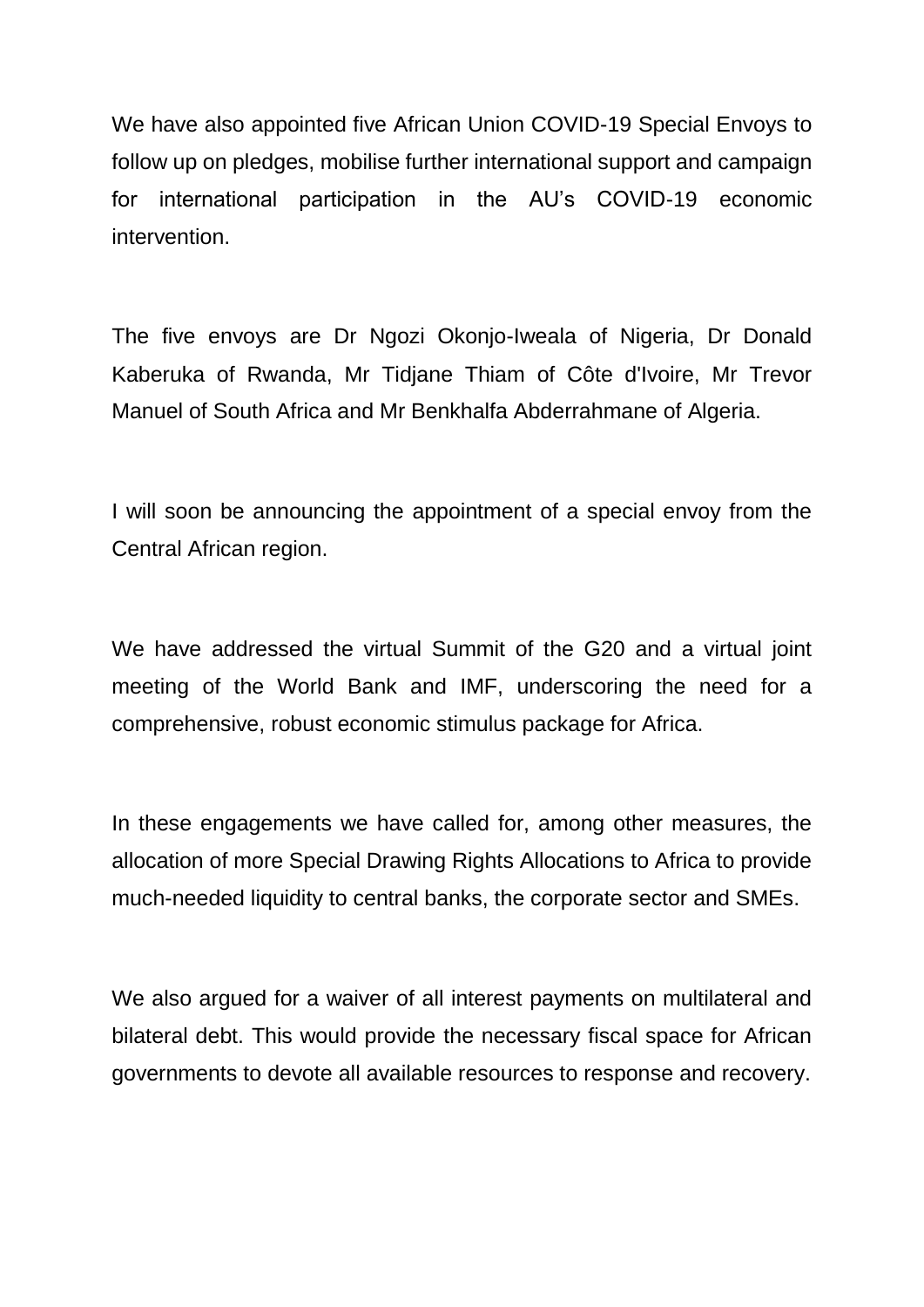We have also appointed five African Union COVID-19 Special Envoys to follow up on pledges, mobilise further international support and campaign for international participation in the AU's COVID-19 economic intervention.

The five envoys are Dr Ngozi Okonjo-Iweala of Nigeria, Dr Donald Kaberuka of Rwanda, Mr Tidjane Thiam of Côte d'Ivoire, Mr Trevor Manuel of South Africa and Mr Benkhalfa Abderrahmane of Algeria.

I will soon be announcing the appointment of a special envoy from the Central African region.

We have addressed the virtual Summit of the G20 and a virtual joint meeting of the World Bank and IMF, underscoring the need for a comprehensive, robust economic stimulus package for Africa.

In these engagements we have called for, among other measures, the allocation of more Special Drawing Rights Allocations to Africa to provide much-needed liquidity to central banks, the corporate sector and SMEs.

We also argued for a waiver of all interest payments on multilateral and bilateral debt. This would provide the necessary fiscal space for African governments to devote all available resources to response and recovery.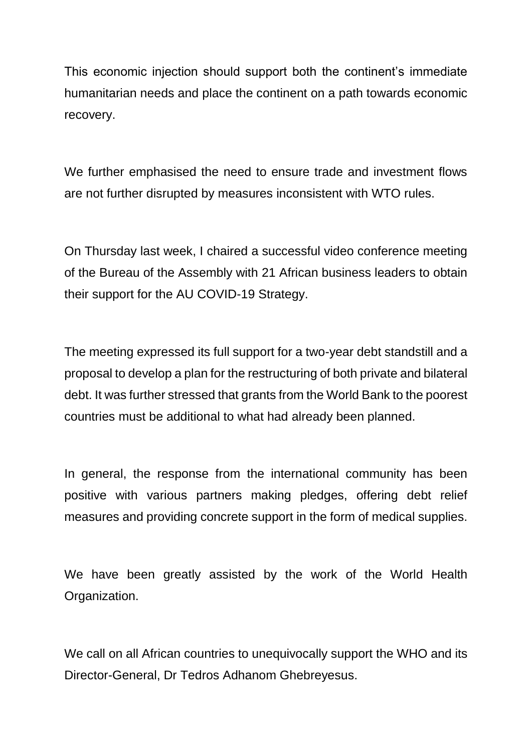This economic injection should support both the continent's immediate humanitarian needs and place the continent on a path towards economic recovery.

We further emphasised the need to ensure trade and investment flows are not further disrupted by measures inconsistent with WTO rules.

On Thursday last week, I chaired a successful video conference meeting of the Bureau of the Assembly with 21 African business leaders to obtain their support for the AU COVID-19 Strategy.

The meeting expressed its full support for a two-year debt standstill and a proposal to develop a plan for the restructuring of both private and bilateral debt. It was further stressed that grants from the World Bank to the poorest countries must be additional to what had already been planned.

In general, the response from the international community has been positive with various partners making pledges, offering debt relief measures and providing concrete support in the form of medical supplies.

We have been greatly assisted by the work of the World Health Organization.

We call on all African countries to unequivocally support the WHO and its Director-General, Dr Tedros Adhanom Ghebreyesus.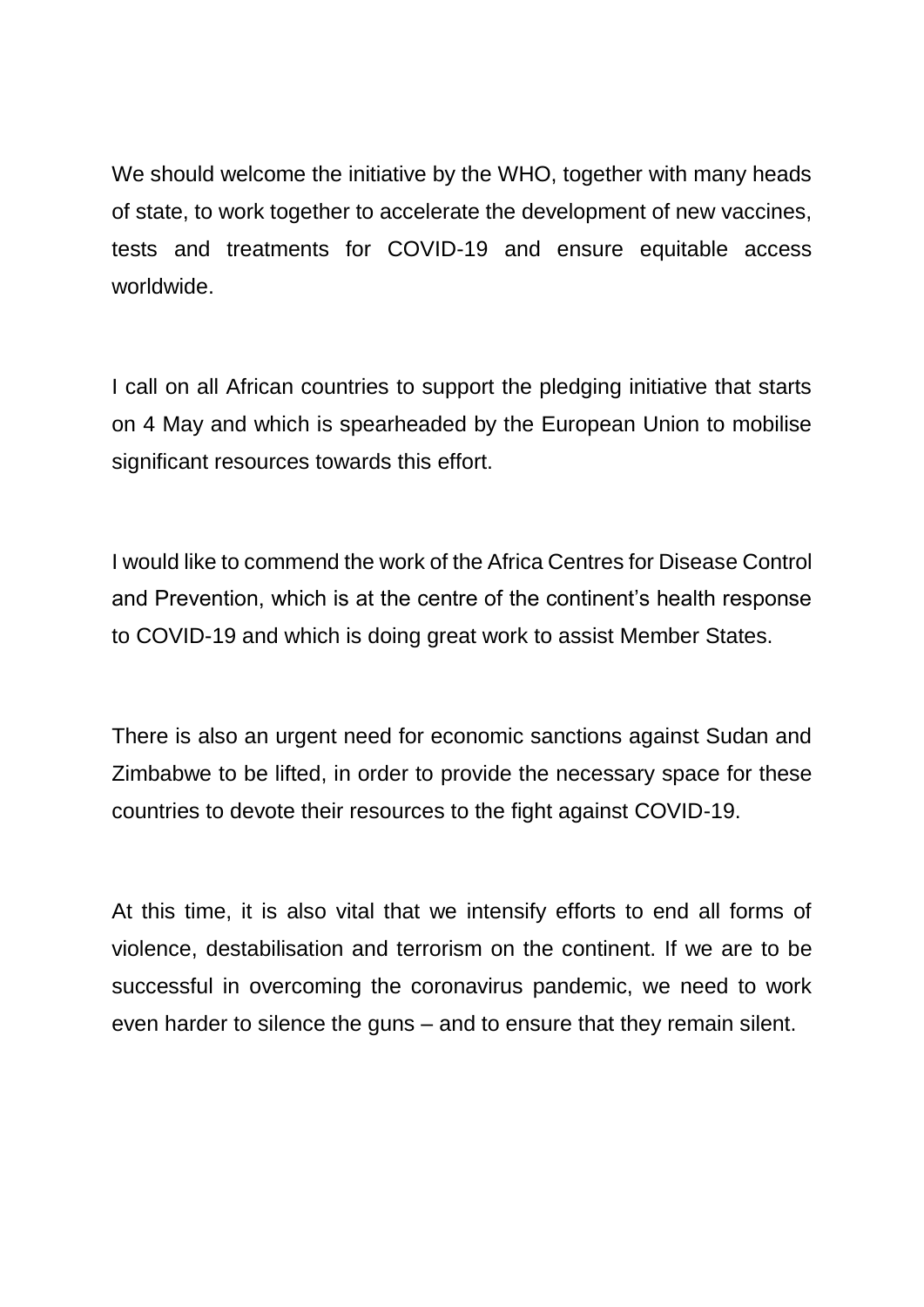We should welcome the initiative by the WHO, together with many heads of state, to work together to accelerate the development of new vaccines, tests and treatments for COVID-19 and ensure equitable access worldwide.

I call on all African countries to support the pledging initiative that starts on 4 May and which is spearheaded by the European Union to mobilise significant resources towards this effort.

I would like to commend the work of the Africa Centres for Disease Control and Prevention, which is at the centre of the continent's health response to COVID-19 and which is doing great work to assist Member States.

There is also an urgent need for economic sanctions against Sudan and Zimbabwe to be lifted, in order to provide the necessary space for these countries to devote their resources to the fight against COVID-19.

At this time, it is also vital that we intensify efforts to end all forms of violence, destabilisation and terrorism on the continent. If we are to be successful in overcoming the coronavirus pandemic, we need to work even harder to silence the guns – and to ensure that they remain silent.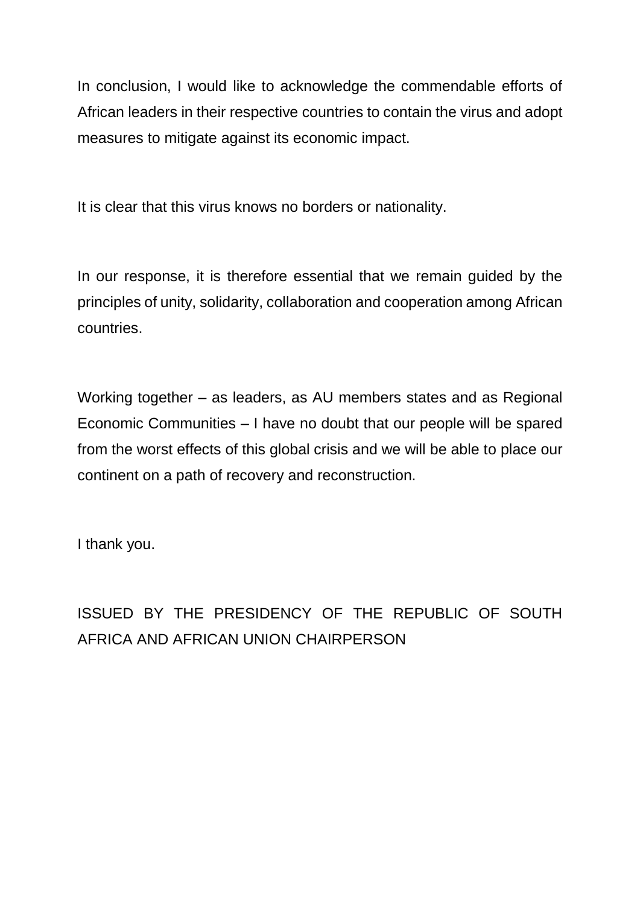In conclusion, I would like to acknowledge the commendable efforts of African leaders in their respective countries to contain the virus and adopt measures to mitigate against its economic impact.

It is clear that this virus knows no borders or nationality.

In our response, it is therefore essential that we remain guided by the principles of unity, solidarity, collaboration and cooperation among African countries.

Working together – as leaders, as AU members states and as Regional Economic Communities – I have no doubt that our people will be spared from the worst effects of this global crisis and we will be able to place our continent on a path of recovery and reconstruction.

I thank you.

ISSUED BY THE PRESIDENCY OF THE REPUBLIC OF SOUTH AFRICA AND AFRICAN UNION CHAIRPERSON